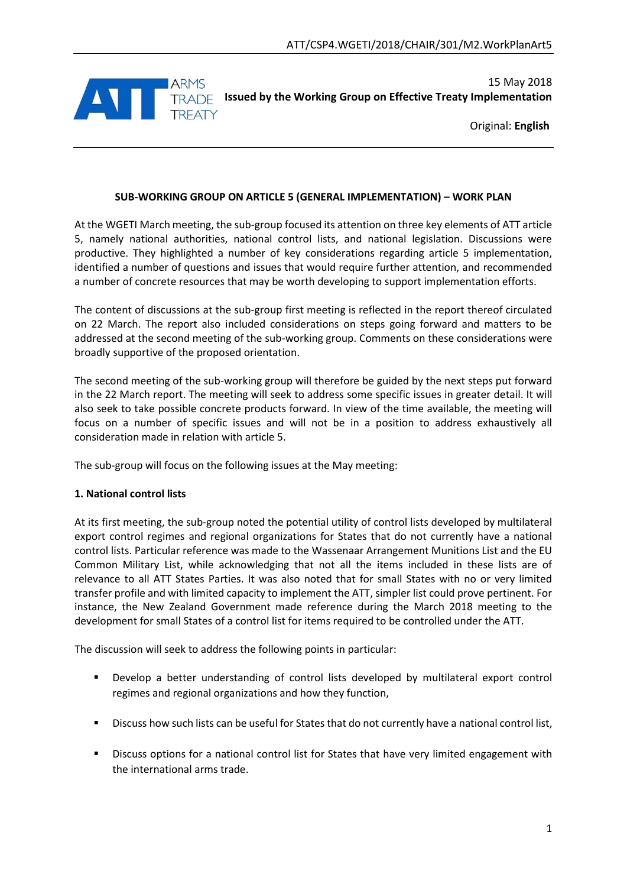ATT/CSP4.WGETI/2018/CHAIR/301/M2.WorkPlanArt5

15 May 2018

**Issued by the Working Group on Effective Treaty Implementation**

Original: **English**

**SUB-WORKING GROUP ON ARTICLE 5 (GENERAL IMPLEMENTATION) – WORK PLAN**

At the WGETI March meeting, the sub-group focused its attention on three key elements of ATT article 5, namely national authorities, national control lists, and national legislation. Discussions were productive. They highlighted a number of key considerations regarding article 5 implementation, identified a number of questions and issues that would require further attention, and recommended a number of concrete resources that may be worth developing to support implementation efforts.

The content of discussions at the sub-group first meeting is reflected in the report thereof circulated on 22 March. The report also included considerations on steps going forward and matters to be addressed at the second meeting of the sub-working group. Comments on these considerations were broadly supportive of the proposed orientation.

The second meeting of the sub-working group will therefore be guided by the next steps put forward in the 22 March report. The meeting will seek to address some specific issues in greater detail. It will also seek to take possible concrete products forward. In view of the time available, the meeting will focus on a number of specific issues and will not be in a position to address exhaustively all consideration made in relation with article 5.

The sub-group will focus on the following issues at the May meeting:

**1. National control lists**

At its first meeting, the sub-group noted the potential utility of control lists developed by multilateral export control regimes and regional organizations for States that do not currently have a national control lists. Particular reference was made to the Wassenaar Arrangement Munitions List and the EU Common Military List, while acknowledging that not all the items included in these lists are of relevance to all ATT States Parties. It was also noted that for small States with no or very limited transfer profile and with limited capacity to implement the ATT, simpler list could prove pertinent. For instance, the New Zealand Government made reference during the March 2018 meeting to the development for small States of a control list for items required to be controlled under the ATT.

The discussion will seek to address the following points in particular:

- Develop a better understanding of control lists developed by multilateral export control regimes and regional organizations and how they function,
- Discuss how such lists can be useful for States that do not currently have a national control list,
- Discuss options for a national control list for States that have very limited engagement with the international arms trade.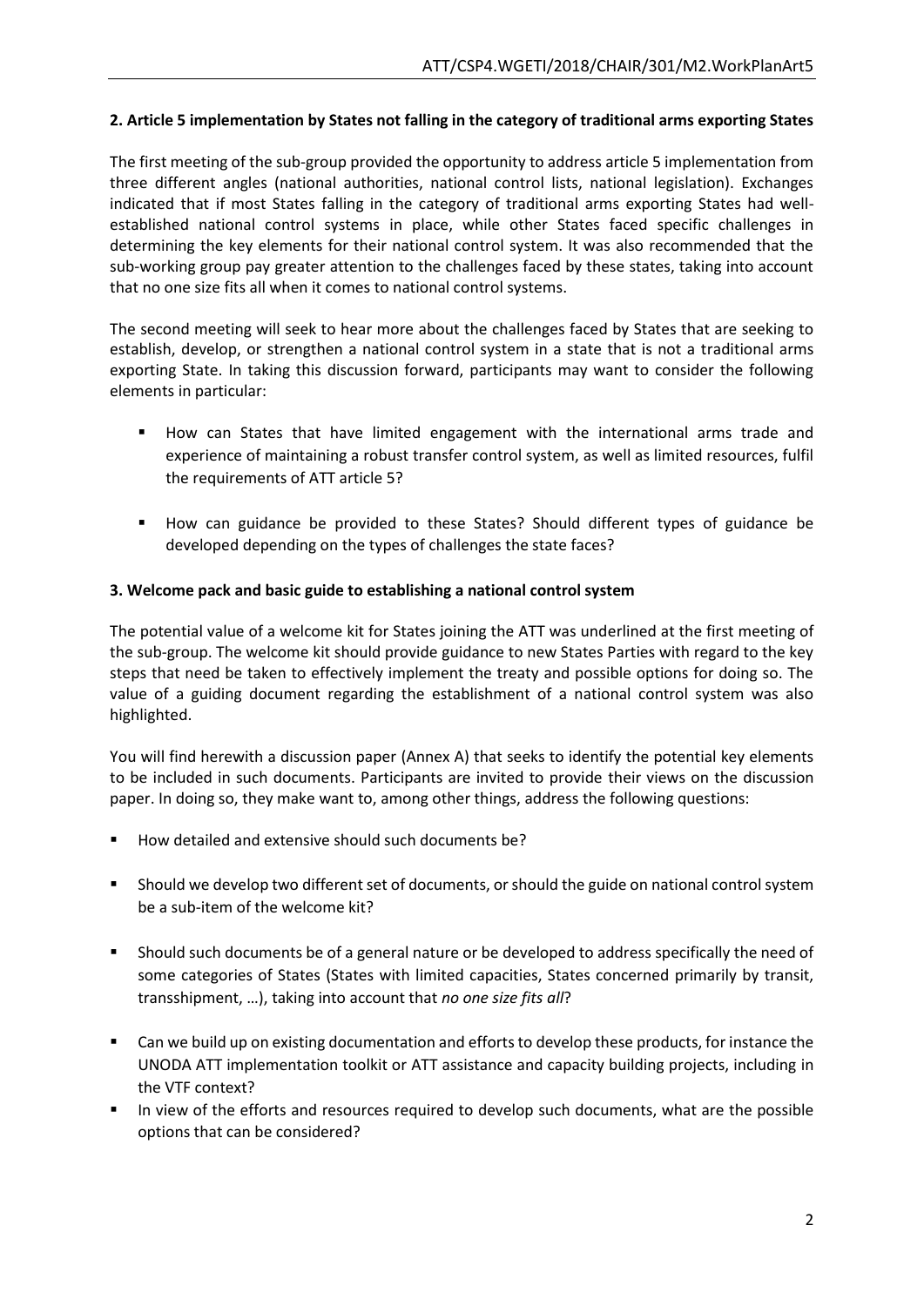**2. Article 5 implementation by States not falling in the category of traditional arms exporting States**

The first meeting of the sub-group provided the opportunity to address article 5 implementation from three different angles (national authorities, national control lists, national legislation). Exchanges indicated that if most States falling in the category of traditional arms exporting States had well-established national control systems in place, while other States faced specific challenges in determining the key elements for their national control system. It was also recommended that the sub-working group pay greater attention to the challenges faced by these states, taking into account that no one size fits all when it comes to national control systems.

The second meeting will seek to hear more about the challenges faced by States that are seeking to establish, develop, or strengthen a national control system in a state that is not a traditional arms exporting State. In taking this discussion forward, participants may want to consider the following elements in particular:

- How can States that have limited engagement with the international arms trade and experience of maintaining a robust transfer control system, as well as limited resources, fulfil the requirements of ATT article 5?

- How can guidance be provided to these States? Should different types of guidance be developed depending on the types of challenges the state faces?

**3. Welcome pack and basic guide to establishing a national control system**

The potential value of a welcome kit for States joining the ATT was underlined at the first meeting of the sub-group. The welcome kit should provide guidance to new States Parties with regard to the key steps that need be taken to effectively implement the treaty and possible options for doing so. The value of a guiding document regarding the establishment of a national control system was also highlighted.

You will find herewith a discussion paper (Annex A) that seeks to identify the potential key elements to be included in such documents. Participants are invited to provide their views on the discussion paper. In doing so, they make want to, among other things, address the following questions:

- How detailed and extensive should such documents be?

- Should we develop two different set of documents, or should the guide on national control system be a sub-item of the welcome kit?

- Should such documents be of a general nature or be developed to address specifically the need of some categories of States (States with limited capacities, States concerned primarily by transit, transshipment, …), taking into account that *no one size fits all*?

- Can we build up on existing documentation and efforts to develop these products, for instance the UNODA ATT implementation toolkit or ATT assistance and capacity building projects, including in the VTF context?
- In view of the efforts and resources required to develop such documents, what are the possible options that can be considered?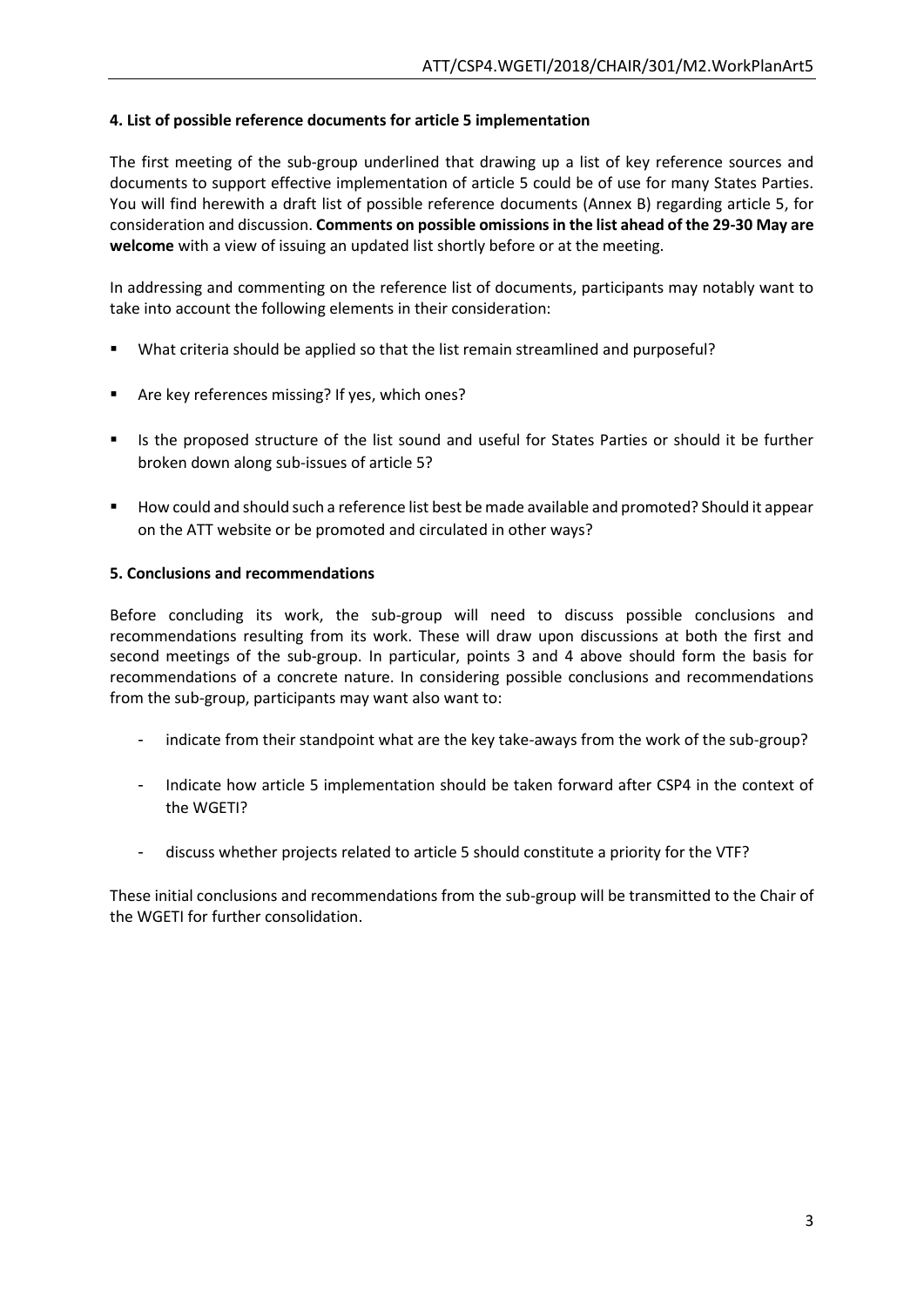### 4. List of possible reference documents for article 5 implementation

The first meeting of the sub-group underlined that drawing up a list of key reference sources and documents to support effective implementation of article 5 could be of use for many States Parties. You will find herewith a draft list of possible reference documents (Annex B) regarding article 5, for consideration and discussion. **Comments on possible omissions in the list ahead of the 29-30 May are welcome** with a view of issuing an updated list shortly before or at the meeting.

In addressing and commenting on the reference list of documents, participants may notably want to take into account the following elements in their consideration:

- What criteria should be applied so that the list remain streamlined and purposeful?
- Are key references missing? If yes, which ones?
- Is the proposed structure of the list sound and useful for States Parties or should it be further broken down along sub-issues of article 5?
- How could and should such a reference list best be made available and promoted? Should it appear on the ATT website or be promoted and circulated in other ways?

### 5. Conclusions and recommendations

Before concluding its work, the sub-group will need to discuss possible conclusions and recommendations resulting from its work. These will draw upon discussions at both the first and second meetings of the sub-group. In particular, points 3 and 4 above should form the basis for recommendations of a concrete nature. In considering possible conclusions and recommendations from the sub-group, participants may want also want to:

- indicate from their standpoint what are the key take-aways from the work of the sub-group?
- Indicate how article 5 implementation should be taken forward after CSP4 in the context of the WGETI?
- discuss whether projects related to article 5 should constitute a priority for the VTF?

These initial conclusions and recommendations from the sub-group will be transmitted to the Chair of the WGETI for further consolidation.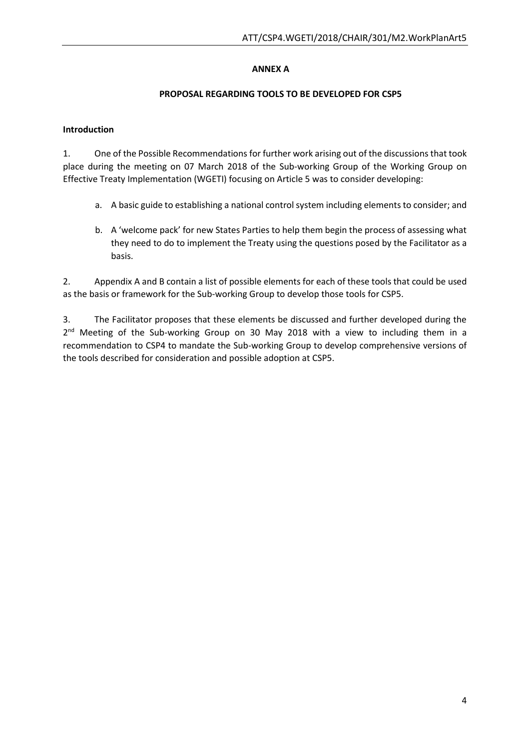**ANNEX A**

**PROPOSAL REGARDING TOOLS TO BE DEVELOPED FOR CSP5**

**Introduction**

1. One of the Possible Recommendations for further work arising out of the discussions that took place during the meeting on 07 March 2018 of the Sub-working Group of the Working Group on Effective Treaty Implementation (WGETI) focusing on Article 5 was to consider developing:

   a. A basic guide to establishing a national control system including elements to consider; and

   b. A 'welcome pack' for new States Parties to help them begin the process of assessing what they need to do to implement the Treaty using the questions posed by the Facilitator as a basis.

2. Appendix A and B contain a list of possible elements for each of these tools that could be used as the basis or framework for the Sub-working Group to develop those tools for CSP5.

3. The Facilitator proposes that these elements be discussed and further developed during the 2nd Meeting of the Sub-working Group on 30 May 2018 with a view to including them in a recommendation to CSP4 to mandate the Sub-working Group to develop comprehensive versions of the tools described for consideration and possible adoption at CSP5.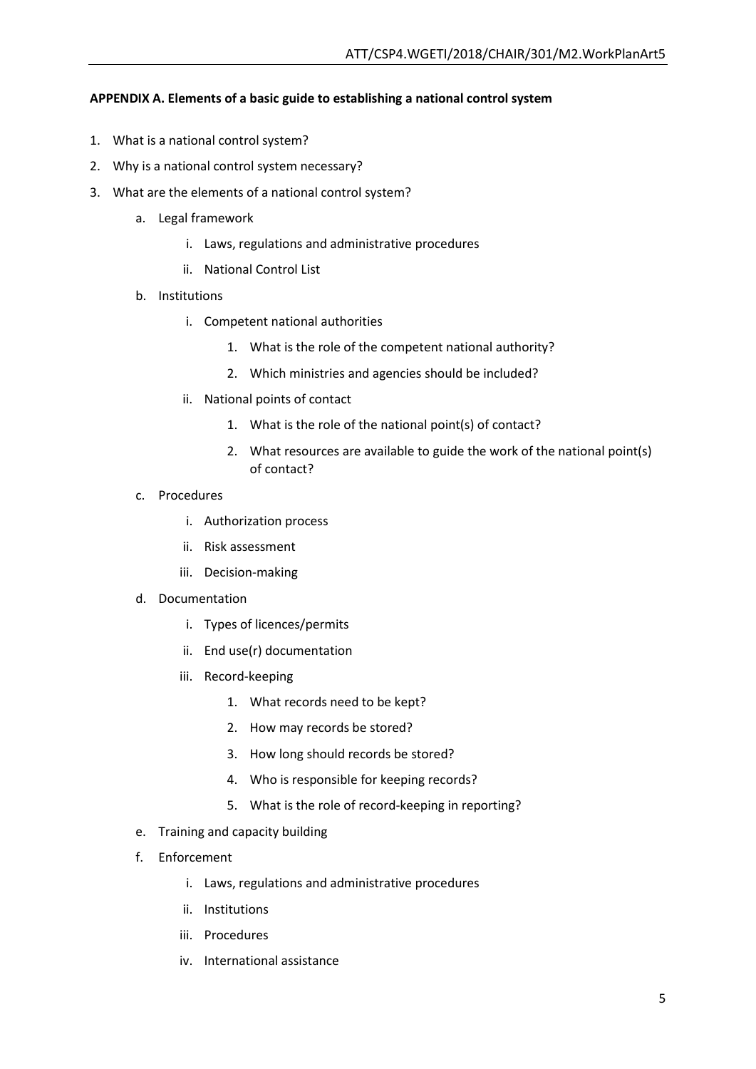**APPENDIX A. Elements of a basic guide to establishing a national control system**

1. What is a national control system?
2. Why is a national control system necessary?
3. What are the elements of a national control system?
    a. Legal framework
        i. Laws, regulations and administrative procedures
        ii. National Control List
    b. Institutions
        i. Competent national authorities
            1. What is the role of the competent national authority?
            2. Which ministries and agencies should be included?
        ii. National points of contact
            1. What is the role of the national point(s) of contact?
            2. What resources are available to guide the work of the national point(s) of contact?
    c. Procedures
        i. Authorization process
        ii. Risk assessment
        iii. Decision-making
    d. Documentation
        i. Types of licences/permits
        ii. End use(r) documentation
        iii. Record-keeping
            1. What records need to be kept?
            2. How may records be stored?
            3. How long should records be stored?
            4. Who is responsible for keeping records?
            5. What is the role of record-keeping in reporting?
    e. Training and capacity building
    f. Enforcement
        i. Laws, regulations and administrative procedures
        ii. Institutions
        iii. Procedures
        iv. International assistance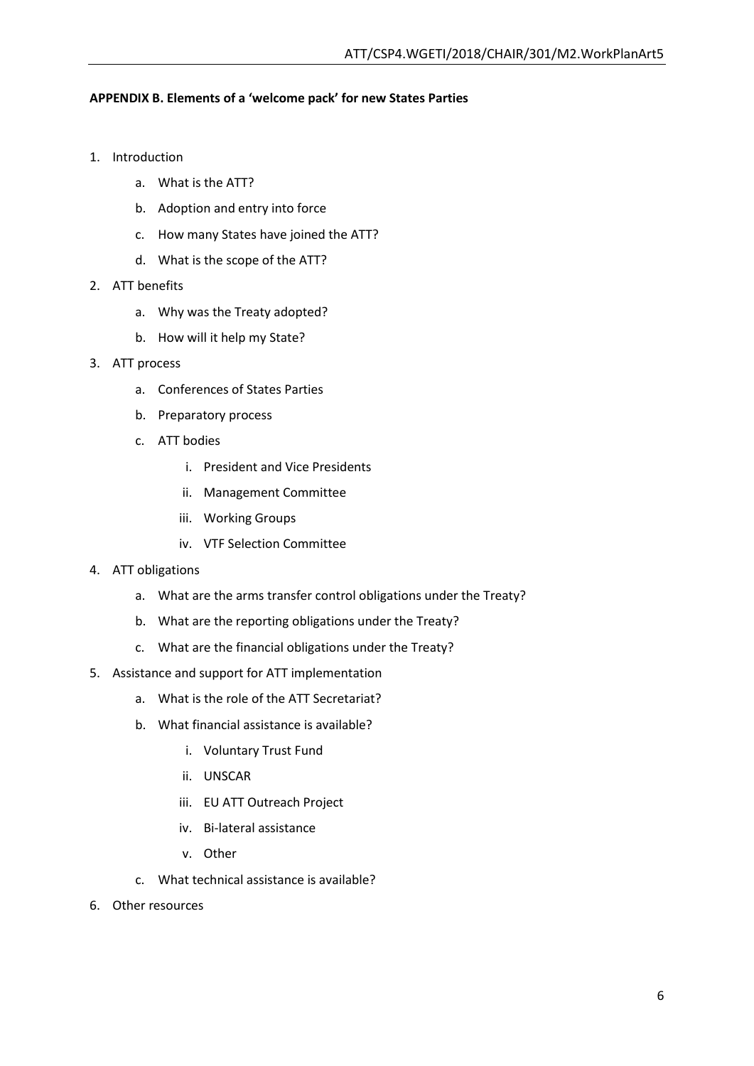**APPENDIX B. Elements of a 'welcome pack' for new States Parties**

1. Introduction
    a. What is the ATT?
    b. Adoption and entry into force
    c. How many States have joined the ATT?
    d. What is the scope of the ATT?
2. ATT benefits
    a. Why was the Treaty adopted?
    b. How will it help my State?
3. ATT process
    a. Conferences of States Parties
    b. Preparatory process
    c. ATT bodies
        i. President and Vice Presidents
        ii. Management Committee
        iii. Working Groups
        iv. VTF Selection Committee
4. ATT obligations
    a. What are the arms transfer control obligations under the Treaty?
    b. What are the reporting obligations under the Treaty?
    c. What are the financial obligations under the Treaty?
5. Assistance and support for ATT implementation
    a. What is the role of the ATT Secretariat?
    b. What financial assistance is available?
        i. Voluntary Trust Fund
        ii. UNSCAR
        iii. EU ATT Outreach Project
        iv. Bi-lateral assistance
        v. Other
    c. What technical assistance is available?
6. Other resources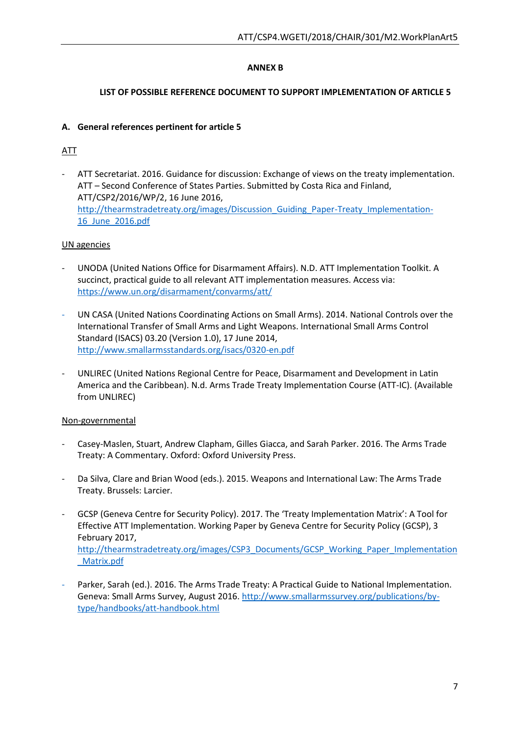**ANNEX B**

**LIST OF POSSIBLE REFERENCE DOCUMENT TO SUPPORT IMPLEMENTATION OF ARTICLE 5**

**A. General references pertinent for article 5**

ATT

- ATT Secretariat. 2016. Guidance for discussion: Exchange of views on the treaty implementation. ATT – Second Conference of States Parties. Submitted by Costa Rica and Finland, ATT/CSP2/2016/WP/2, 16 June 2016, http://thearmstradetreaty.org/images/Discussion_Guiding_Paper-Treaty_Implementation-16_June_2016.pdf

UN agencies

- UNODA (United Nations Office for Disarmament Affairs). N.D. ATT Implementation Toolkit. A succinct, practical guide to all relevant ATT implementation measures. Access via: https://www.un.org/disarmament/convarms/att/
- UN CASA (United Nations Coordinating Actions on Small Arms). 2014. National Controls over the International Transfer of Small Arms and Light Weapons. International Small Arms Control Standard (ISACS) 03.20 (Version 1.0), 17 June 2014, http://www.smallarmsstandards.org/isacs/0320-en.pdf
- UNLIREC (United Nations Regional Centre for Peace, Disarmament and Development in Latin America and the Caribbean). N.d. Arms Trade Treaty Implementation Course (ATT-IC). (Available from UNLIREC)

Non-governmental

- Casey-Maslen, Stuart, Andrew Clapham, Gilles Giacca, and Sarah Parker. 2016. The Arms Trade Treaty: A Commentary. Oxford: Oxford University Press.
- Da Silva, Clare and Brian Wood (eds.). 2015. Weapons and International Law: The Arms Trade Treaty. Brussels: Larcier.
- GCSP (Geneva Centre for Security Policy). 2017. The 'Treaty Implementation Matrix': A Tool for Effective ATT Implementation. Working Paper by Geneva Centre for Security Policy (GCSP), 3 February 2017, http://thearmstradetreaty.org/images/CSP3_Documents/GCSP_Working_Paper_Implementation_Matrix.pdf
- Parker, Sarah (ed.). 2016. The Arms Trade Treaty: A Practical Guide to National Implementation. Geneva: Small Arms Survey, August 2016. http://www.smallarmssurvey.org/publications/by-type/handbooks/att-handbook.html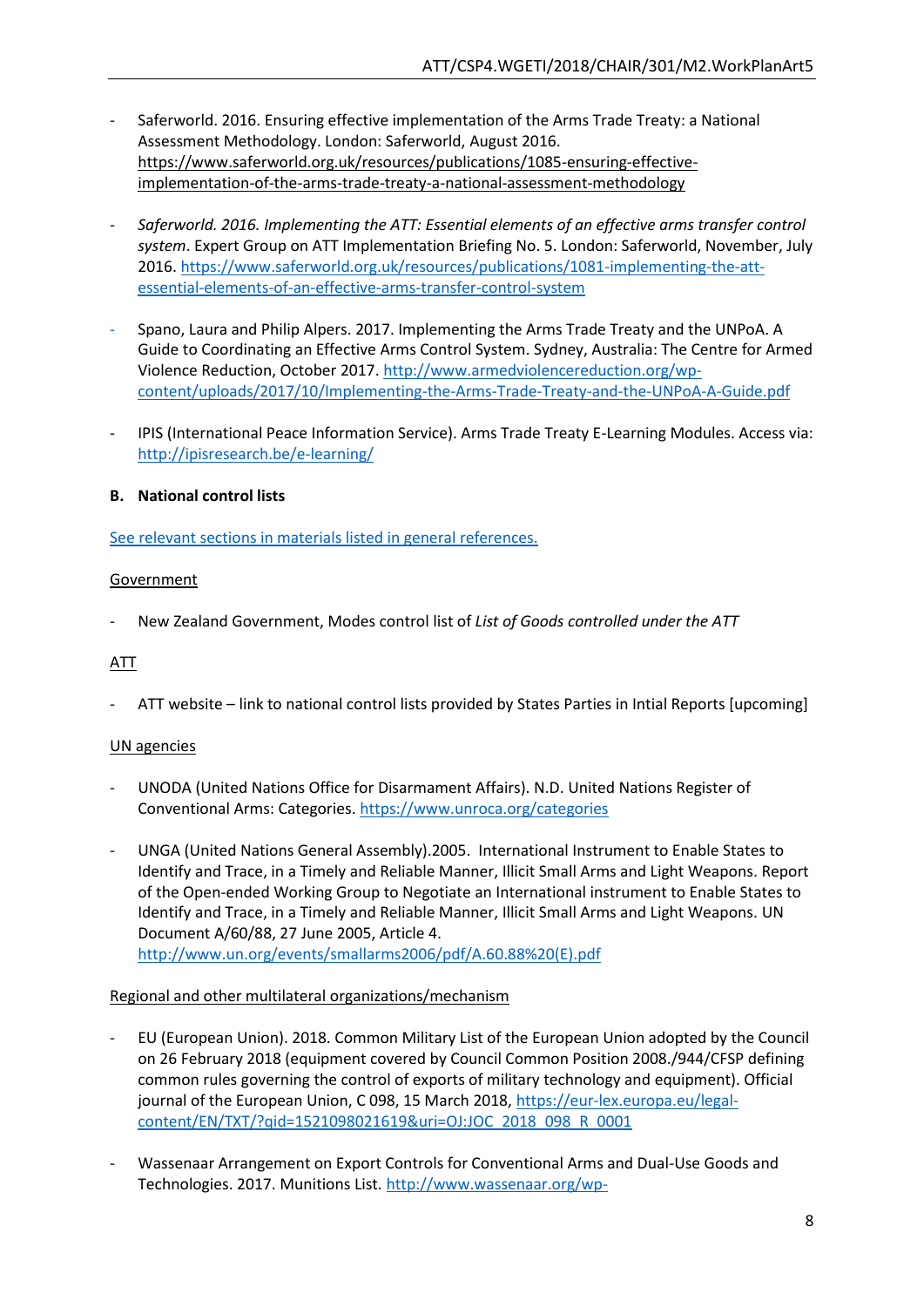- Saferworld. 2016. Ensuring effective implementation of the Arms Trade Treaty: a National Assessment Methodology. London: Saferworld, August 2016. https://www.saferworld.org.uk/resources/publications/1085-ensuring-effective-implementation-of-the-arms-trade-treaty-a-national-assessment-methodology

- *Saferworld. 2016. Implementing the ATT: Essential elements of an effective arms transfer control system*. Expert Group on ATT Implementation Briefing No. 5. London: Saferworld, November, July 2016. https://www.saferworld.org.uk/resources/publications/1081-implementing-the-att-essential-elements-of-an-effective-arms-transfer-control-system

- Spano, Laura and Philip Alpers. 2017. Implementing the Arms Trade Treaty and the UNPoA. A Guide to Coordinating an Effective Arms Control System. Sydney, Australia: The Centre for Armed Violence Reduction, October 2017. http://www.armedviolencereduction.org/wp-content/uploads/2017/10/Implementing-the-Arms-Trade-Treaty-and-the-UNPoA-A-Guide.pdf

- IPIS (International Peace Information Service). Arms Trade Treaty E-Learning Modules. Access via: http://ipisresearch.be/e-learning/

**B. National control lists**

See relevant sections in materials listed in general references.

Government

- New Zealand Government, Modes control list of *List of Goods controlled under the ATT*

ATT

- ATT website – link to national control lists provided by States Parties in Intial Reports [upcoming]

UN agencies

- UNODA (United Nations Office for Disarmament Affairs). N.D. United Nations Register of Conventional Arms: Categories. https://www.unroca.org/categories

- UNGA (United Nations General Assembly).2005. International Instrument to Enable States to Identify and Trace, in a Timely and Reliable Manner, Illicit Small Arms and Light Weapons. Report of the Open-ended Working Group to Negotiate an International instrument to Enable States to Identify and Trace, in a Timely and Reliable Manner, Illicit Small Arms and Light Weapons. UN Document A/60/88, 27 June 2005, Article 4. http://www.un.org/events/smallarms2006/pdf/A.60.88%20(E).pdf

Regional and other multilateral organizations/mechanism

- EU (European Union). 2018. Common Military List of the European Union adopted by the Council on 26 February 2018 (equipment covered by Council Common Position 2008./944/CFSP defining common rules governing the control of exports of military technology and equipment). Official journal of the European Union, C 098, 15 March 2018, https://eur-lex.europa.eu/legal-content/EN/TXT/?qid=1521098021619&uri=OJ:JOC_2018_098_R_0001

- Wassenaar Arrangement on Export Controls for Conventional Arms and Dual-Use Goods and Technologies. 2017. Munitions List. http://www.wassenaar.org/wp-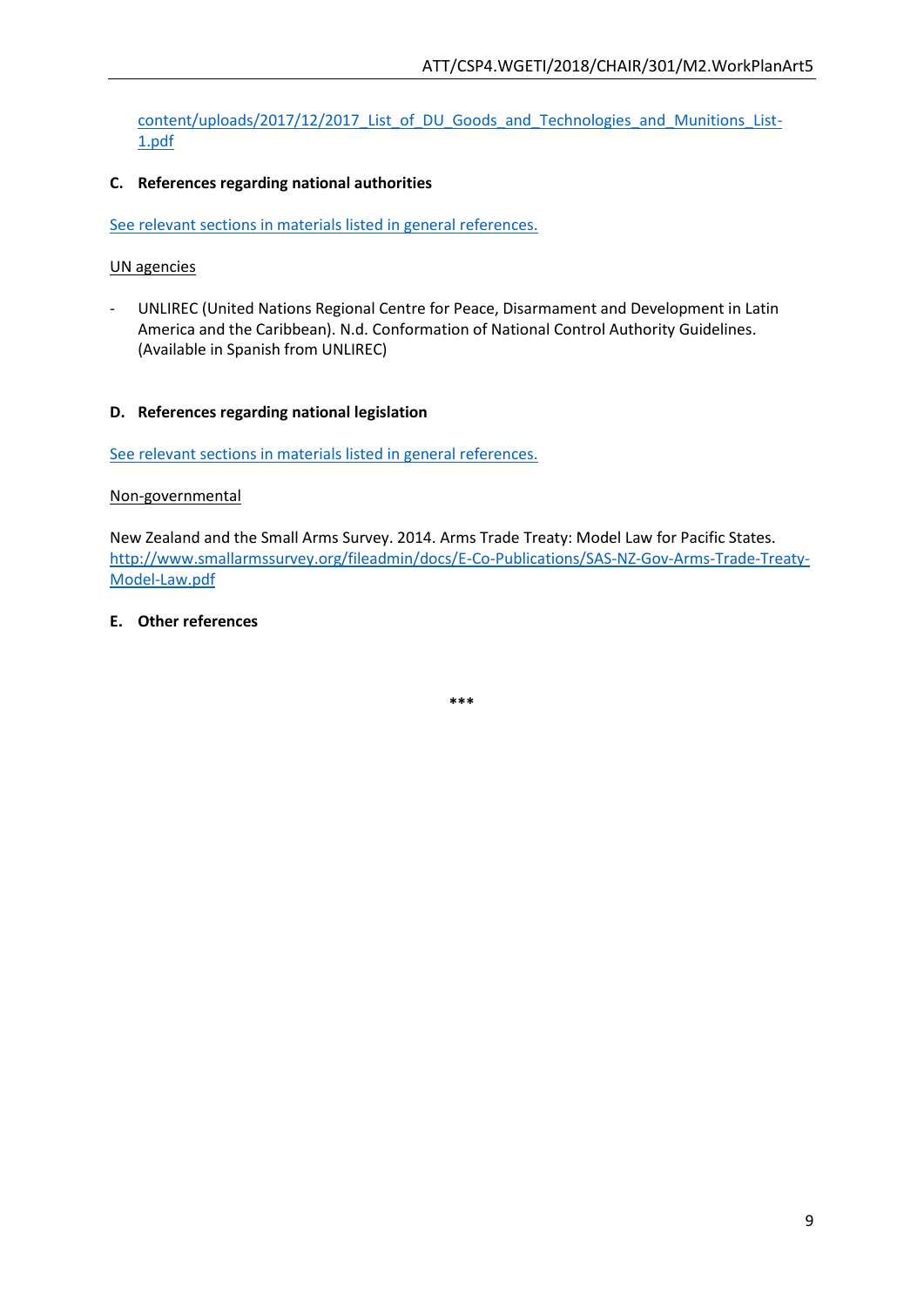content/uploads/2017/12/2017_List_of_DU_Goods_and_Technologies_and_Munitions_List-1.pdf

**C. References regarding national authorities**

See relevant sections in materials listed in general references.

UN agencies

- UNLIREC (United Nations Regional Centre for Peace, Disarmament and Development in Latin America and the Caribbean). N.d. Conformation of National Control Authority Guidelines. (Available in Spanish from UNLIREC)

**D. References regarding national legislation**

See relevant sections in materials listed in general references.

Non-governmental

New Zealand and the Small Arms Survey. 2014. Arms Trade Treaty: Model Law for Pacific States. http://www.smallarmssurvey.org/fileadmin/docs/E-Co-Publications/SAS-NZ-Gov-Arms-Trade-Treaty-Model-Law.pdf

**E. Other references**

***